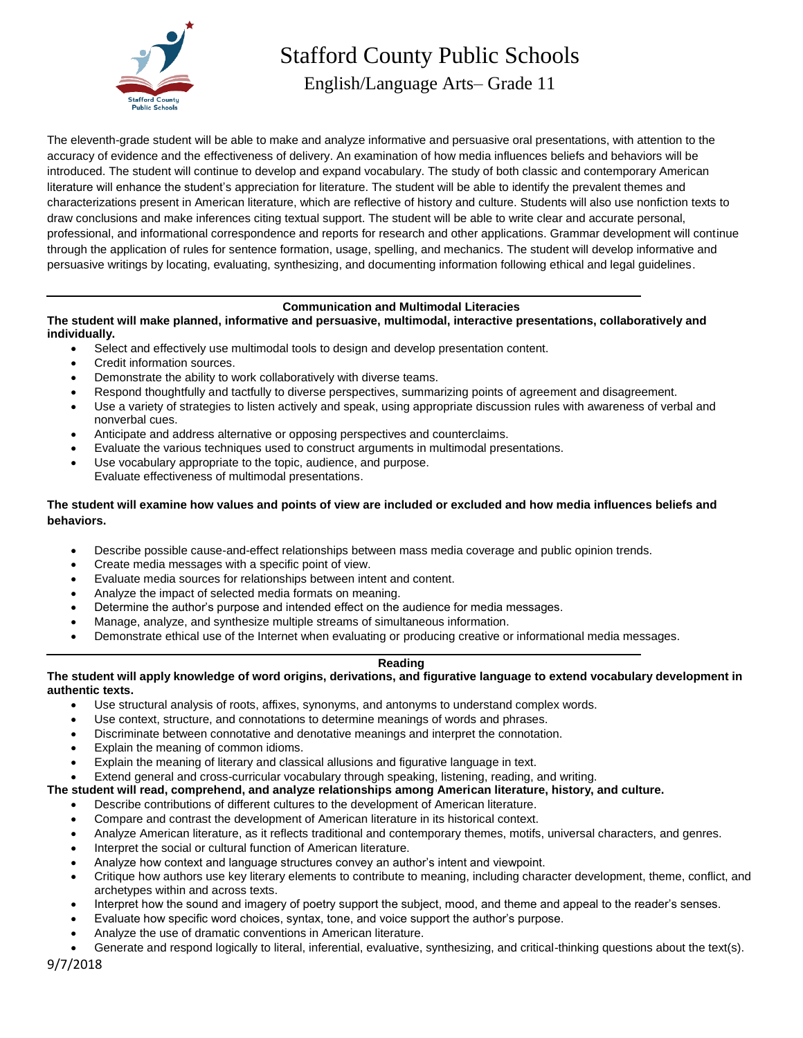# Stafford County Public Schools

## English/Language Arts– Grade 11

The eleventh-grade student will be able to make and analyze informative and persuasive oral presentations, with attention to the accuracy of evidence and the effectiveness of delivery. An examination of how media influences beliefs and behaviors will be introduced. The student will continue to develop and expand vocabulary. The study of both classic and contemporary American literature will enhance the student's appreciation for literature. The student will be able to identify the prevalent themes and characterizations present in American literature, which are reflective of history and culture. Students will also use nonfiction texts to draw conclusions and make inferences citing textual support. The student will be able to write clear and accurate personal, professional, and informational correspondence and reports for research and other applications. Grammar development will continue through the application of rules for sentence formation, usage, spelling, and mechanics. The student will develop informative and persuasive writings by locating, evaluating, synthesizing, and documenting information following ethical and legal guidelines.

---

### Communication and Multimodal Literacies

**The student will make planned, informative and persuasive, multimodal, interactive presentations, collaboratively and individually.**

- Select and effectively use multimodal tools to design and develop presentation content.
- Credit information sources.
- Demonstrate the ability to work collaboratively with diverse teams.
- Respond thoughtfully and tactfully to diverse perspectives, summarizing points of agreement and disagreement.
- Use a variety of strategies to listen actively and speak, using appropriate discussion rules with awareness of verbal and nonverbal cues.
- Anticipate and address alternative or opposing perspectives and counterclaims.
- Evaluate the various techniques used to construct arguments in multimodal presentations.
- Use vocabulary appropriate to the topic, audience, and purpose.
  Evaluate effectiveness of multimodal presentations.

**The student will examine how values and points of view are included or excluded and how media influences beliefs and behaviors.**

- Describe possible cause-and-effect relationships between mass media coverage and public opinion trends.
- Create media messages with a specific point of view.
- Evaluate media sources for relationships between intent and content.
- Analyze the impact of selected media formats on meaning.
- Determine the author's purpose and intended effect on the audience for media messages.
- Manage, analyze, and synthesize multiple streams of simultaneous information.
- Demonstrate ethical use of the Internet when evaluating or producing creative or informational media messages.

---

### Reading

**The student will apply knowledge of word origins, derivations, and figurative language to extend vocabulary development in authentic texts.**

- Use structural analysis of roots, affixes, synonyms, and antonyms to understand complex words.
- Use context, structure, and connotations to determine meanings of words and phrases.
- Discriminate between connotative and denotative meanings and interpret the connotation.
- Explain the meaning of common idioms.
- Explain the meaning of literary and classical allusions and figurative language in text.
- Extend general and cross-curricular vocabulary through speaking, listening, reading, and writing.

**The student will read, comprehend, and analyze relationships among American literature, history, and culture.**

- Describe contributions of different cultures to the development of American literature.
- Compare and contrast the development of American literature in its historical context.
- Analyze American literature, as it reflects traditional and contemporary themes, motifs, universal characters, and genres.
- Interpret the social or cultural function of American literature.
- Analyze how context and language structures convey an author's intent and viewpoint.
- Critique how authors use key literary elements to contribute to meaning, including character development, theme, conflict, and archetypes within and across texts.
- Interpret how the sound and imagery of poetry support the subject, mood, and theme and appeal to the reader's senses.
- Evaluate how specific word choices, syntax, tone, and voice support the author's purpose.
- Analyze the use of dramatic conventions in American literature.
- Generate and respond logically to literal, inferential, evaluative, synthesizing, and critical-thinking questions about the text(s).

9/7/2018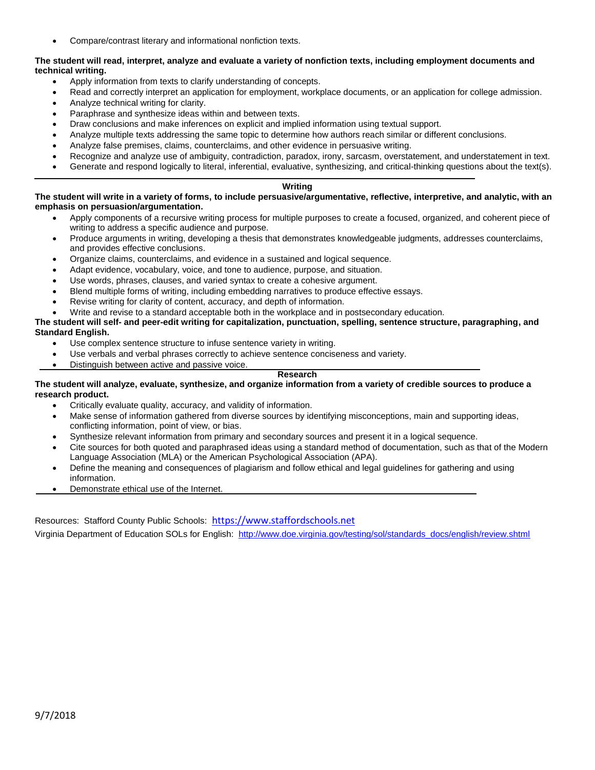- Compare/contrast literary and informational nonfiction texts.

**The student will read, interpret, analyze and evaluate a variety of nonfiction texts, including employment documents and technical writing.**

- Apply information from texts to clarify understanding of concepts.
- Read and correctly interpret an application for employment, workplace documents, or an application for college admission.
- Analyze technical writing for clarity.
- Paraphrase and synthesize ideas within and between texts.
- Draw conclusions and make inferences on explicit and implied information using textual support.
- Analyze multiple texts addressing the same topic to determine how authors reach similar or different conclusions.
- Analyze false premises, claims, counterclaims, and other evidence in persuasive writing.
- Recognize and analyze use of ambiguity, contradiction, paradox, irony, sarcasm, overstatement, and understatement in text.
- Generate and respond logically to literal, inferential, evaluative, synthesizing, and critical-thinking questions about the text(s).

## Writing

**The student will write in a variety of forms, to include persuasive/argumentative, reflective, interpretive, and analytic, with an emphasis on persuasion/argumentation.**

- Apply components of a recursive writing process for multiple purposes to create a focused, organized, and coherent piece of writing to address a specific audience and purpose.
- Produce arguments in writing, developing a thesis that demonstrates knowledgeable judgments, addresses counterclaims, and provides effective conclusions.
- Organize claims, counterclaims, and evidence in a sustained and logical sequence.
- Adapt evidence, vocabulary, voice, and tone to audience, purpose, and situation.
- Use words, phrases, clauses, and varied syntax to create a cohesive argument.
- Blend multiple forms of writing, including embedding narratives to produce effective essays.
- Revise writing for clarity of content, accuracy, and depth of information.
- Write and revise to a standard acceptable both in the workplace and in postsecondary education.

**The student will self- and peer-edit writing for capitalization, punctuation, spelling, sentence structure, paragraphing, and Standard English.**

- Use complex sentence structure to infuse sentence variety in writing.
- Use verbals and verbal phrases correctly to achieve sentence conciseness and variety.
- Distinguish between active and passive voice.

## Research

**The student will analyze, evaluate, synthesize, and organize information from a variety of credible sources to produce a research product.**

- Critically evaluate quality, accuracy, and validity of information.
- Make sense of information gathered from diverse sources by identifying misconceptions, main and supporting ideas, conflicting information, point of view, or bias.
- Synthesize relevant information from primary and secondary sources and present it in a logical sequence.
- Cite sources for both quoted and paraphrased ideas using a standard method of documentation, such as that of the Modern Language Association (MLA) or the American Psychological Association (APA).
- Define the meaning and consequences of plagiarism and follow ethical and legal guidelines for gathering and using information.
- Demonstrate ethical use of the Internet.

Resources: Stafford County Public Schools: https://www.staffordschools.net

Virginia Department of Education SOLs for English: http://www.doe.virginia.gov/testing/sol/standards_docs/english/review.shtml

9/7/2018